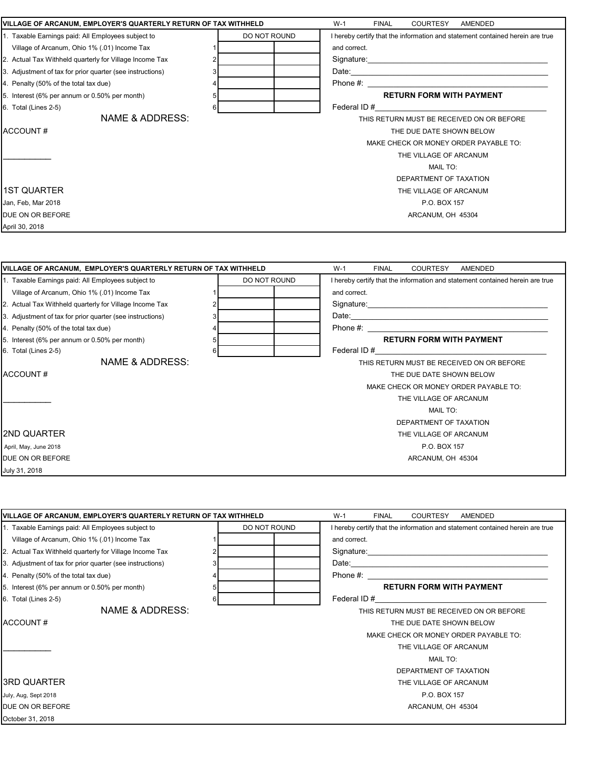## VILLAGE OF ARCANUM, EMPLOYER'S QUARTERLY RETURN OF TAX WITHHELD

W-1    FINAL    COURTESY    AMENDED

| | | DO NOT ROUND | |
|---|---|---|---|
| 1. Taxable Earnings paid: All Employees subject to Village of Arcanum, Ohio 1% (.01) Income Tax | 1 | | |
| 2. Actual Tax Withheld quarterly for Village Income Tax | 2 | | |
| 3. Adjustment of tax for prior quarter (see instructions) | 3 | | |
| 4. Penalty (50% of the total tax due) | 4 | | |
| 5. Interest (6% per annum or 0.50% per month) | 5 | | |
| 6. Total (Lines 2-5) | 6 | | |

I hereby certify that the information and statement contained herein are true and correct.

Signature:______________________________________________

Date:__________________________________________________

Phone #: _______________________________________________

**RETURN FORM WITH PAYMENT**

Federal ID #____________________________________________

NAME & ADDRESS:

ACCOUNT #

___________

THIS RETURN MUST BE RECEIVED ON OR BEFORE
THE DUE DATE SHOWN BELOW
MAKE CHECK OR MONEY ORDER PAYABLE TO:
THE VILLAGE OF ARCANUM
MAIL TO:
DEPARTMENT OF TAXATION
THE VILLAGE OF ARCANUM
P.O. BOX 157
ARCANUM, OH 45304

1ST QUARTER
Jan, Feb, Mar 2018
DUE ON OR BEFORE
April 30, 2018

---

## VILLAGE OF ARCANUM, EMPLOYER'S QUARTERLY RETURN OF TAX WITHHELD

W-1    FINAL    COURTESY    AMENDED

| | | DO NOT ROUND | |
|---|---|---|---|
| 1. Taxable Earnings paid: All Employees subject to Village of Arcanum, Ohio 1% (.01) Income Tax | 1 | | |
| 2. Actual Tax Withheld quarterly for Village Income Tax | 2 | | |
| 3. Adjustment of tax for prior quarter (see instructions) | 3 | | |
| 4. Penalty (50% of the total tax due) | 4 | | |
| 5. Interest (6% per annum or 0.50% per month) | 5 | | |
| 6. Total (Lines 2-5) | 6 | | |

I hereby certify that the information and statement contained herein are true and correct.

Signature:______________________________________________

Date:__________________________________________________

Phone #: _______________________________________________

**RETURN FORM WITH PAYMENT**

Federal ID #____________________________________________

NAME & ADDRESS:

ACCOUNT #

___________

THIS RETURN MUST BE RECEIVED ON OR BEFORE
THE DUE DATE SHOWN BELOW
MAKE CHECK OR MONEY ORDER PAYABLE TO:
THE VILLAGE OF ARCANUM
MAIL TO:
DEPARTMENT OF TAXATION
THE VILLAGE OF ARCANUM
P.O. BOX 157
ARCANUM, OH 45304

2ND QUARTER
April, May, June 2018
DUE ON OR BEFORE
July 31, 2018

---

## VILLAGE OF ARCANUM, EMPLOYER'S QUARTERLY RETURN OF TAX WITHHELD

W-1    FINAL    COURTESY    AMENDED

| | | DO NOT ROUND | |
|---|---|---|---|
| 1. Taxable Earnings paid: All Employees subject to Village of Arcanum, Ohio 1% (.01) Income Tax | 1 | | |
| 2. Actual Tax Withheld quarterly for Village Income Tax | 2 | | |
| 3. Adjustment of tax for prior quarter (see instructions) | 3 | | |
| 4. Penalty (50% of the total tax due) | 4 | | |
| 5. Interest (6% per annum or 0.50% per month) | 5 | | |
| 6. Total (Lines 2-5) | 6 | | |

I hereby certify that the information and statement contained herein are true and correct.

Signature:______________________________________________

Date:__________________________________________________

Phone #: _______________________________________________

**RETURN FORM WITH PAYMENT**

Federal ID #____________________________________________

NAME & ADDRESS:

ACCOUNT #

___________

THIS RETURN MUST BE RECEIVED ON OR BEFORE
THE DUE DATE SHOWN BELOW
MAKE CHECK OR MONEY ORDER PAYABLE TO:
THE VILLAGE OF ARCANUM
MAIL TO:
DEPARTMENT OF TAXATION
THE VILLAGE OF ARCANUM
P.O. BOX 157
ARCANUM, OH 45304

3RD QUARTER
July, Aug, Sept 2018
DUE ON OR BEFORE
October 31, 2018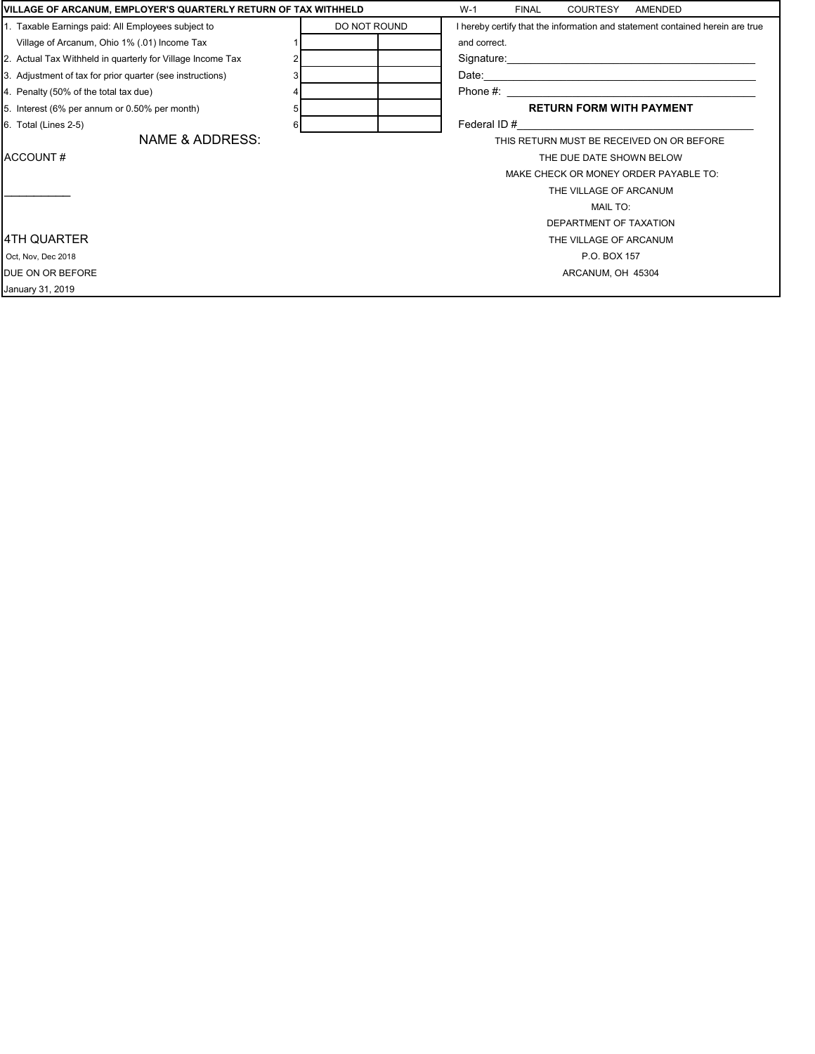**VILLAGE OF ARCANUM, EMPLOYER'S QUARTERLY RETURN OF TAX WITHHELD**

W-1 FINAL COURTESY AMENDED

| | | DO NOT ROUND | |
|---|---|---|---|
| 1. Taxable Earnings paid: All Employees subject to Village of Arcanum, Ohio 1% (.01) Income Tax | 1 | | |
| 2. Actual Tax Withheld in quarterly for Village Income Tax | 2 | | |
| 3. Adjustment of tax for prior quarter (see instructions) | 3 | | |
| 4. Penalty (50% of the total tax due) | 4 | | |
| 5. Interest (6% per annum or 0.50% per month) | 5 | | |
| 6. Total (Lines 2-5) | 6 | | |

I hereby certify that the information and statement contained herein are true and correct.

Signature:\_\_\_\_\_\_\_\_\_\_\_\_\_\_\_\_\_\_\_\_\_\_\_\_\_\_\_\_\_\_\_\_\_\_\_\_\_\_\_\_

Date:\_\_\_\_\_\_\_\_\_\_\_\_\_\_\_\_\_\_\_\_\_\_\_\_\_\_\_\_\_\_\_\_\_\_\_\_\_\_\_\_\_\_\_\_

Phone #: \_\_\_\_\_\_\_\_\_\_\_\_\_\_\_\_\_\_\_\_\_\_\_\_\_\_\_\_\_\_\_\_\_\_\_\_\_\_\_\_

**RETURN FORM WITH PAYMENT**

Federal ID #\_\_\_\_\_\_\_\_\_\_\_\_\_\_\_\_\_\_\_\_\_\_\_\_\_\_\_\_\_\_\_\_\_\_\_\_\_\_\_\_

NAME & ADDRESS:

ACCOUNT #

\_\_\_\_\_\_\_\_\_\_\_\_

4TH QUARTER

Oct, Nov, Dec 2018

DUE ON OR BEFORE

January 31, 2019

THIS RETURN MUST BE RECEIVED ON OR BEFORE
THE DUE DATE SHOWN BELOW

MAKE CHECK OR MONEY ORDER PAYABLE TO:
THE VILLAGE OF ARCANUM

MAIL TO:
DEPARTMENT OF TAXATION
THE VILLAGE OF ARCANUM
P.O. BOX 157
ARCANUM, OH 45304